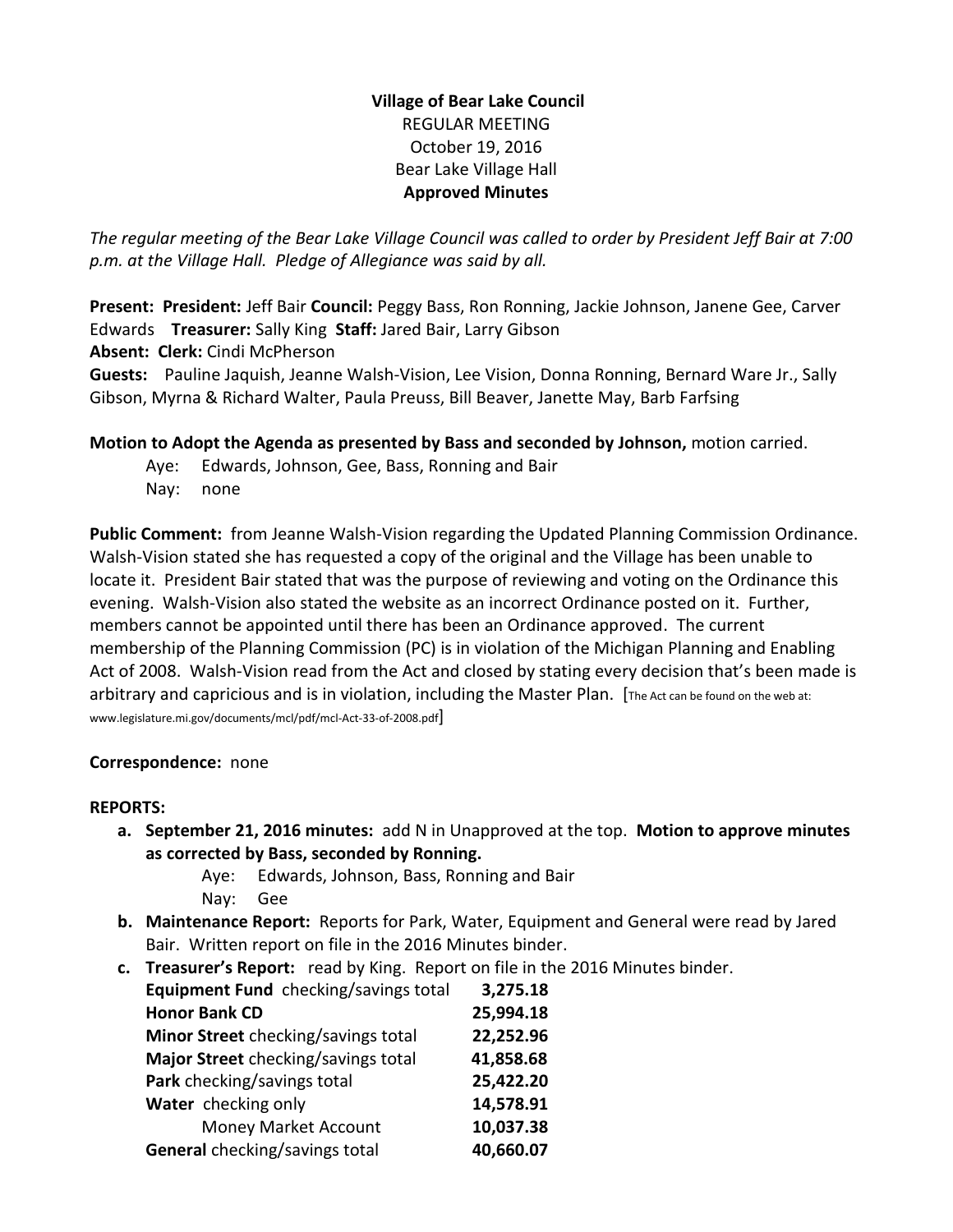**Village of Bear Lake Council**
REGULAR MEETING
October 19, 2016
Bear Lake Village Hall
**Approved Minutes**

*The regular meeting of the Bear Lake Village Council was called to order by President Jeff Bair at 7:00 p.m. at the Village Hall. Pledge of Allegiance was said by all.*

**Present: President:** Jeff Bair **Council:** Peggy Bass, Ron Ronning, Jackie Johnson, Janene Gee, Carver Edwards **Treasurer:** Sally King **Staff:** Jared Bair, Larry Gibson
**Absent: Clerk:** Cindi McPherson
**Guests:** Pauline Jaquish, Jeanne Walsh-Vision, Lee Vision, Donna Ronning, Bernard Ware Jr., Sally Gibson, Myrna & Richard Walter, Paula Preuss, Bill Beaver, Janette May, Barb Farfsing

**Motion to Adopt the Agenda as presented by Bass and seconded by Johnson,** motion carried.
Aye: Edwards, Johnson, Gee, Bass, Ronning and Bair
Nay: none

**Public Comment:** from Jeanne Walsh-Vision regarding the Updated Planning Commission Ordinance. Walsh-Vision stated she has requested a copy of the original and the Village has been unable to locate it. President Bair stated that was the purpose of reviewing and voting on the Ordinance this evening. Walsh-Vision also stated the website as an incorrect Ordinance posted on it. Further, members cannot be appointed until there has been an Ordinance approved. The current membership of the Planning Commission (PC) is in violation of the Michigan Planning and Enabling Act of 2008. Walsh-Vision read from the Act and closed by stating every decision that's been made is arbitrary and capricious and is in violation, including the Master Plan. [The Act can be found on the web at: www.legislature.mi.gov/documents/mcl/pdf/mcl-Act-33-of-2008.pdf]

**Correspondence:** none

**REPORTS:**

a. **September 21, 2016 minutes:** add N in Unapproved at the top. **Motion to approve minutes as corrected by Bass, seconded by Ronning.**
   Aye: Edwards, Johnson, Bass, Ronning and Bair
   Nay: Gee
b. **Maintenance Report:** Reports for Park, Water, Equipment and General were read by Jared Bair. Written report on file in the 2016 Minutes binder.
c. **Treasurer's Report:** read by King. Report on file in the 2016 Minutes binder.

| | |
|---|---|
| **Equipment Fund** checking/savings total | **3,275.18** |
| **Honor Bank CD** | **25,994.18** |
| **Minor Street** checking/savings total | **22,252.96** |
| **Major Street** checking/savings total | **41,858.68** |
| **Park** checking/savings total | **25,422.20** |
| **Water** checking only | **14,578.91** |
| Money Market Account | **10,037.38** |
| **General** checking/savings total | **40,660.07** |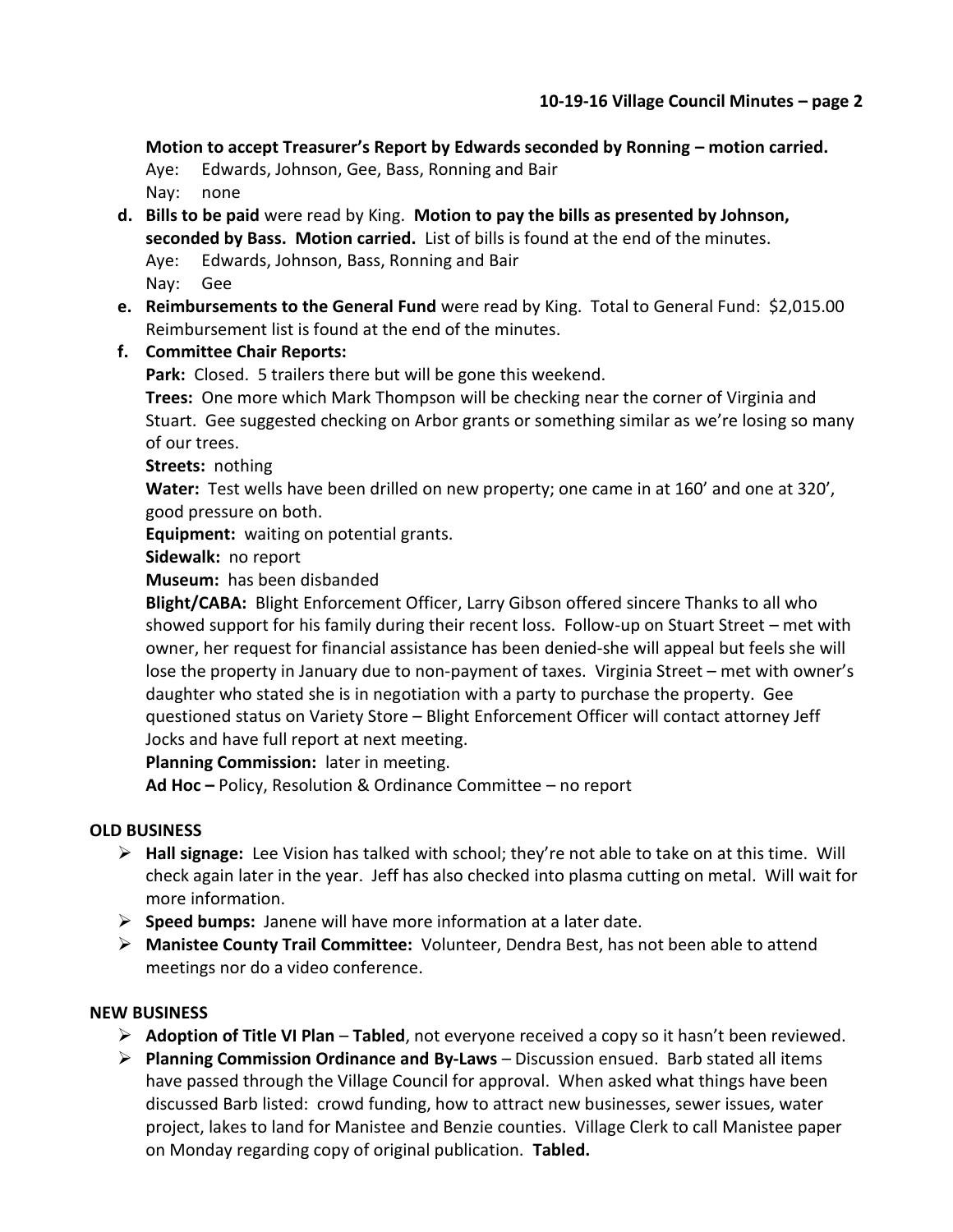**Motion to accept Treasurer's Report by Edwards seconded by Ronning – motion carried.**
Aye: Edwards, Johnson, Gee, Bass, Ronning and Bair
Nay: none

d. **Bills to be paid** were read by King. **Motion to pay the bills as presented by Johnson, seconded by Bass. Motion carried.** List of bills is found at the end of the minutes.
Aye: Edwards, Johnson, Bass, Ronning and Bair
Nay: Gee

e. **Reimbursements to the General Fund** were read by King. Total to General Fund: $2,015.00 Reimbursement list is found at the end of the minutes.

f. **Committee Chair Reports:**

**Park:** Closed. 5 trailers there but will be gone this weekend.

**Trees:** One more which Mark Thompson will be checking near the corner of Virginia and Stuart. Gee suggested checking on Arbor grants or something similar as we're losing so many of our trees.

**Streets:** nothing

**Water:** Test wells have been drilled on new property; one came in at 160' and one at 320', good pressure on both.

**Equipment:** waiting on potential grants.

**Sidewalk:** no report

**Museum:** has been disbanded

**Blight/CABA:** Blight Enforcement Officer, Larry Gibson offered sincere Thanks to all who showed support for his family during their recent loss. Follow-up on Stuart Street – met with owner, her request for financial assistance has been denied-she will appeal but feels she will lose the property in January due to non-payment of taxes. Virginia Street – met with owner's daughter who stated she is in negotiation with a party to purchase the property. Gee questioned status on Variety Store – Blight Enforcement Officer will contact attorney Jeff Jocks and have full report at next meeting.

**Planning Commission:** later in meeting.

**Ad Hoc –** Policy, Resolution & Ordinance Committee – no report

## OLD BUSINESS

- **Hall signage:** Lee Vision has talked with school; they're not able to take on at this time. Will check again later in the year. Jeff has also checked into plasma cutting on metal. Will wait for more information.
- **Speed bumps:** Janene will have more information at a later date.
- **Manistee County Trail Committee:** Volunteer, Dendra Best, has not been able to attend meetings nor do a video conference.

## NEW BUSINESS

- **Adoption of Title VI Plan** – **Tabled**, not everyone received a copy so it hasn't been reviewed.
- **Planning Commission Ordinance and By-Laws** – Discussion ensued. Barb stated all items have passed through the Village Council for approval. When asked what things have been discussed Barb listed: crowd funding, how to attract new businesses, sewer issues, water project, lakes to land for Manistee and Benzie counties. Village Clerk to call Manistee paper on Monday regarding copy of original publication. **Tabled.**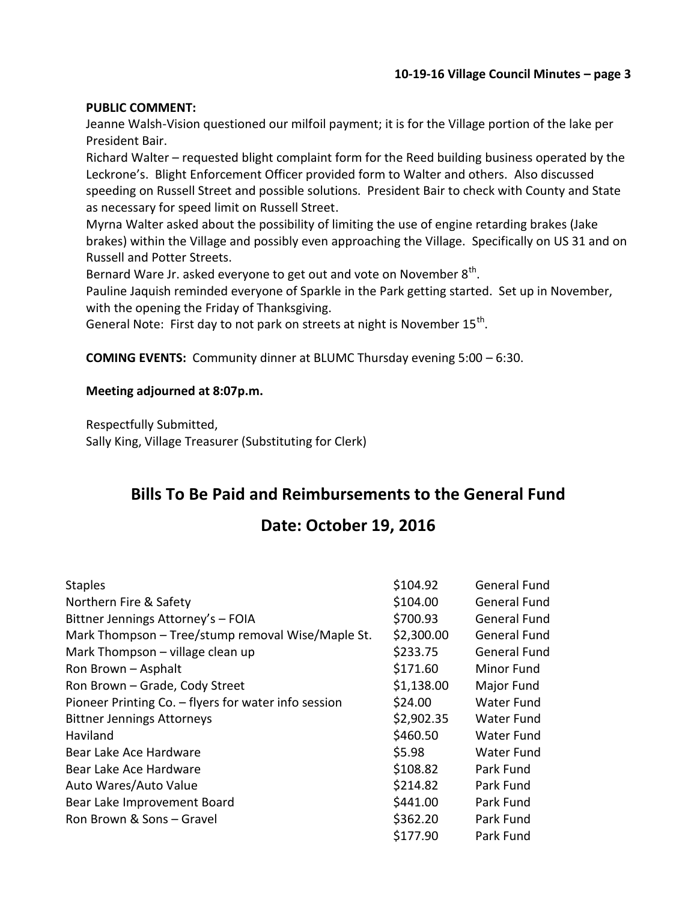**PUBLIC COMMENT:**

Jeanne Walsh-Vision questioned our milfoil payment; it is for the Village portion of the lake per President Bair.

Richard Walter – requested blight complaint form for the Reed building business operated by the Leckrone's. Blight Enforcement Officer provided form to Walter and others. Also discussed speeding on Russell Street and possible solutions. President Bair to check with County and State as necessary for speed limit on Russell Street.

Myrna Walter asked about the possibility of limiting the use of engine retarding brakes (Jake brakes) within the Village and possibly even approaching the Village. Specifically on US 31 and on Russell and Potter Streets.

Bernard Ware Jr. asked everyone to get out and vote on November 8th.

Pauline Jaquish reminded everyone of Sparkle in the Park getting started. Set up in November, with the opening the Friday of Thanksgiving.

General Note: First day to not park on streets at night is November 15th.

**COMING EVENTS:** Community dinner at BLUMC Thursday evening 5:00 – 6:30.

**Meeting adjourned at 8:07p.m.**

Respectfully Submitted,
Sally King, Village Treasurer (Substituting for Clerk)

## Bills To Be Paid and Reimbursements to the General Fund

## Date: October 19, 2016

| | | |
|---|---|---|
| Staples | $104.92 | General Fund |
| Northern Fire & Safety | $104.00 | General Fund |
| Bittner Jennings Attorney's – FOIA | $700.93 | General Fund |
| Mark Thompson – Tree/stump removal Wise/Maple St. | $2,300.00 | General Fund |
| Mark Thompson – village clean up | $233.75 | General Fund |
| Ron Brown – Asphalt | $171.60 | Minor Fund |
| Ron Brown – Grade, Cody Street | $1,138.00 | Major Fund |
| Pioneer Printing Co. – flyers for water info session | $24.00 | Water Fund |
| Bittner Jennings Attorneys | $2,902.35 | Water Fund |
| Haviland | $460.50 | Water Fund |
| Bear Lake Ace Hardware | $5.98 | Water Fund |
| Bear Lake Ace Hardware | $108.82 | Park Fund |
| Auto Wares/Auto Value | $214.82 | Park Fund |
| Bear Lake Improvement Board | $441.00 | Park Fund |
| Ron Brown & Sons – Gravel | $362.20 | Park Fund |
| | $177.90 | Park Fund |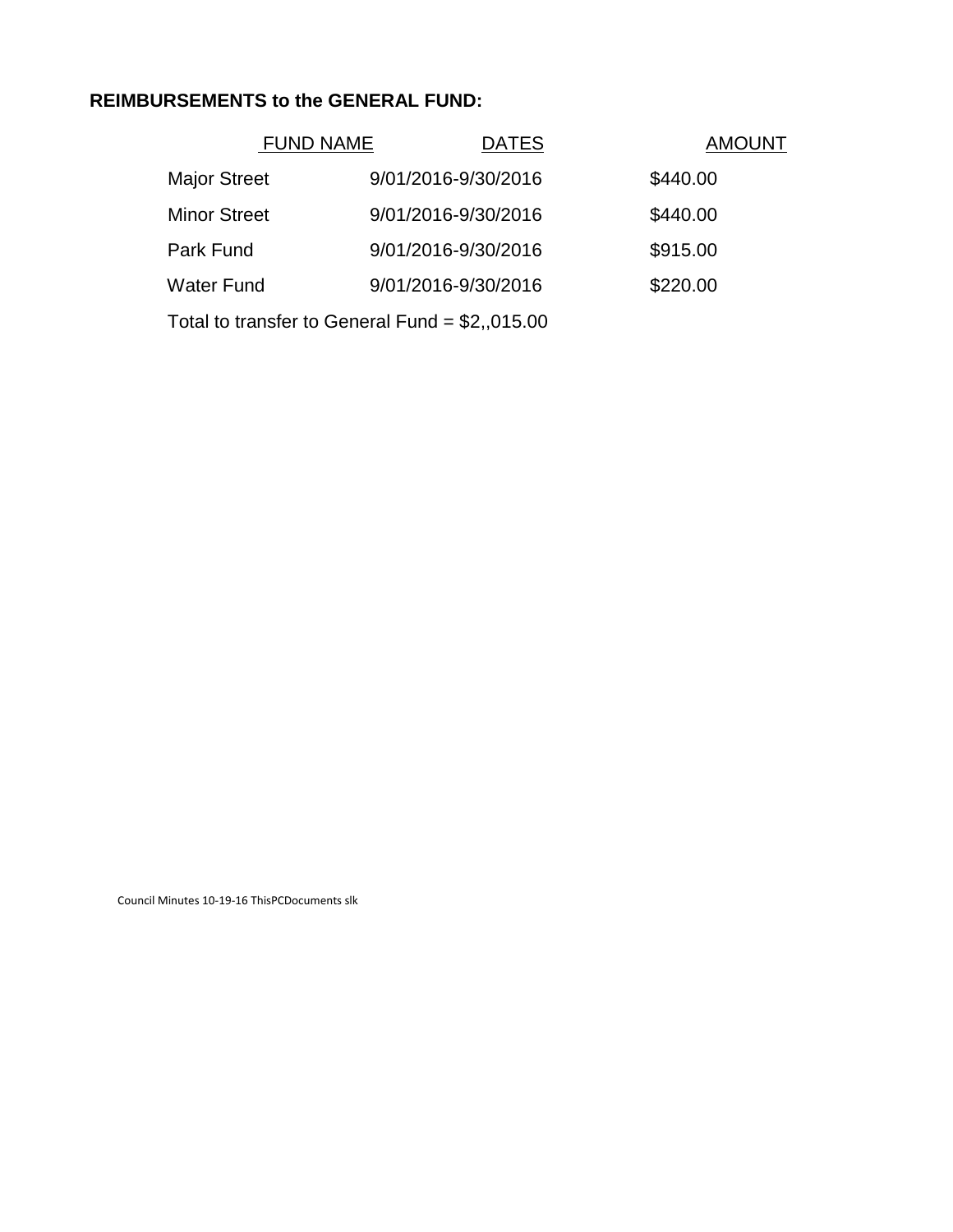**REIMBURSEMENTS to the GENERAL FUND:**

| FUND NAME | DATES | AMOUNT |
|---|---|---|
| Major Street | 9/01/2016-9/30/2016 | \$440.00 |
| Minor Street | 9/01/2016-9/30/2016 | \$440.00 |
| Park Fund | 9/01/2016-9/30/2016 | \$915.00 |
| Water Fund | 9/01/2016-9/30/2016 | \$220.00 |

Total to transfer to General Fund = \$2,,015.00

Council Minutes 10-19-16 ThisPCDocuments slk